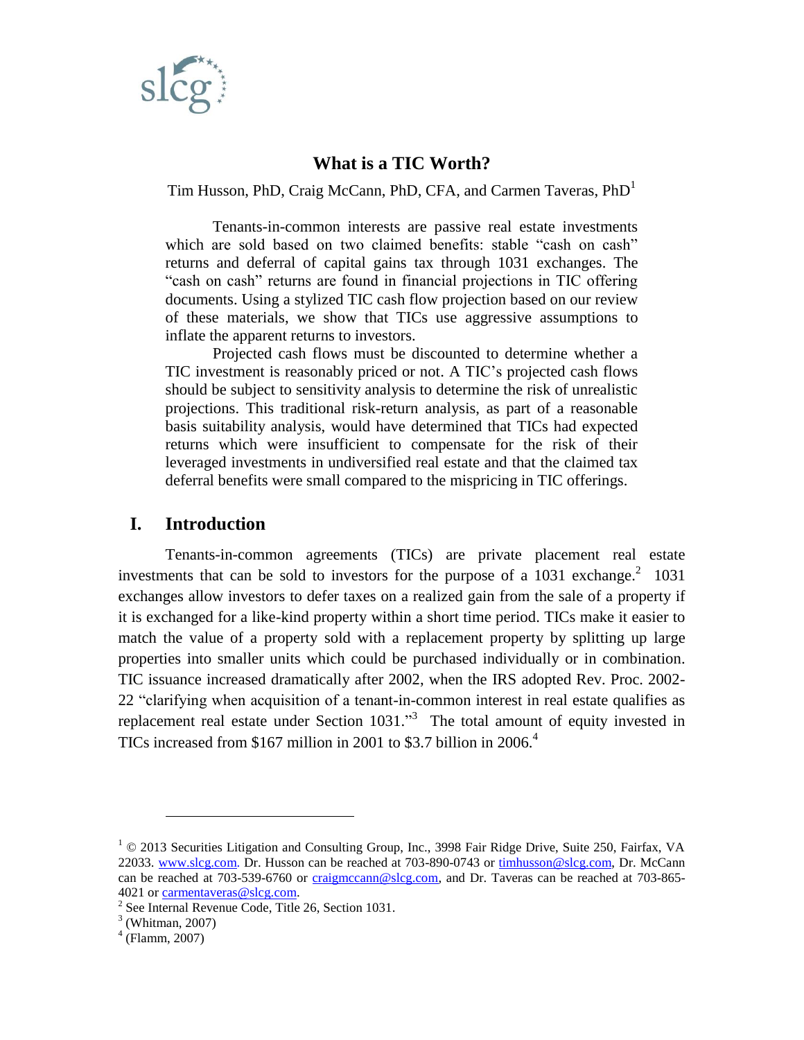# What is a TIC Worth?

Tim Husson, PhD, Craig McCann, PhD, CFA, and Carmen Taveras, PhD[1]

Tenants-in-common interests are passive real estate investments which are sold based on two claimed benefits: stable "cash on cash" returns and deferral of capital gains tax through 1031 exchanges. The "cash on cash" returns are found in financial projections in TIC offering documents. Using a stylized TIC cash flow projection based on our review of these materials, we show that TICs use aggressive assumptions to inflate the apparent returns to investors.

Projected cash flows must be discounted to determine whether a TIC investment is reasonably priced or not. A TIC's projected cash flows should be subject to sensitivity analysis to determine the risk of unrealistic projections. This traditional risk-return analysis, as part of a reasonable basis suitability analysis, would have determined that TICs had expected returns which were insufficient to compensate for the risk of their leveraged investments in undiversified real estate and that the claimed tax deferral benefits were small compared to the mispricing in TIC offerings.

## I. Introduction

Tenants-in-common agreements (TICs) are private placement real estate investments that can be sold to investors for the purpose of a 1031 exchange.[2] 1031 exchanges allow investors to defer taxes on a realized gain from the sale of a property if it is exchanged for a like-kind property within a short time period. TICs make it easier to match the value of a property sold with a replacement property by splitting up large properties into smaller units which could be purchased individually or in combination. TIC issuance increased dramatically after 2002, when the IRS adopted Rev. Proc. 2002-22 "clarifying when acquisition of a tenant-in-common interest in real estate qualifies as replacement real estate under Section 1031."[3] The total amount of equity invested in TICs increased from $167 million in 2001 to $3.7 billion in 2006.[4]

---

[1] © 2013 Securities Litigation and Consulting Group, Inc., 3998 Fair Ridge Drive, Suite 250, Fairfax, VA 22033. www.slcg.com. Dr. Husson can be reached at 703-890-0743 or timhusson@slcg.com, Dr. McCann can be reached at 703-539-6760 or craigmccann@slcg.com, and Dr. Taveras can be reached at 703-865-4021 or carmentaveras@slcg.com.

[2] See Internal Revenue Code, Title 26, Section 1031.

[3] (Whitman, 2007)

[4] (Flamm, 2007)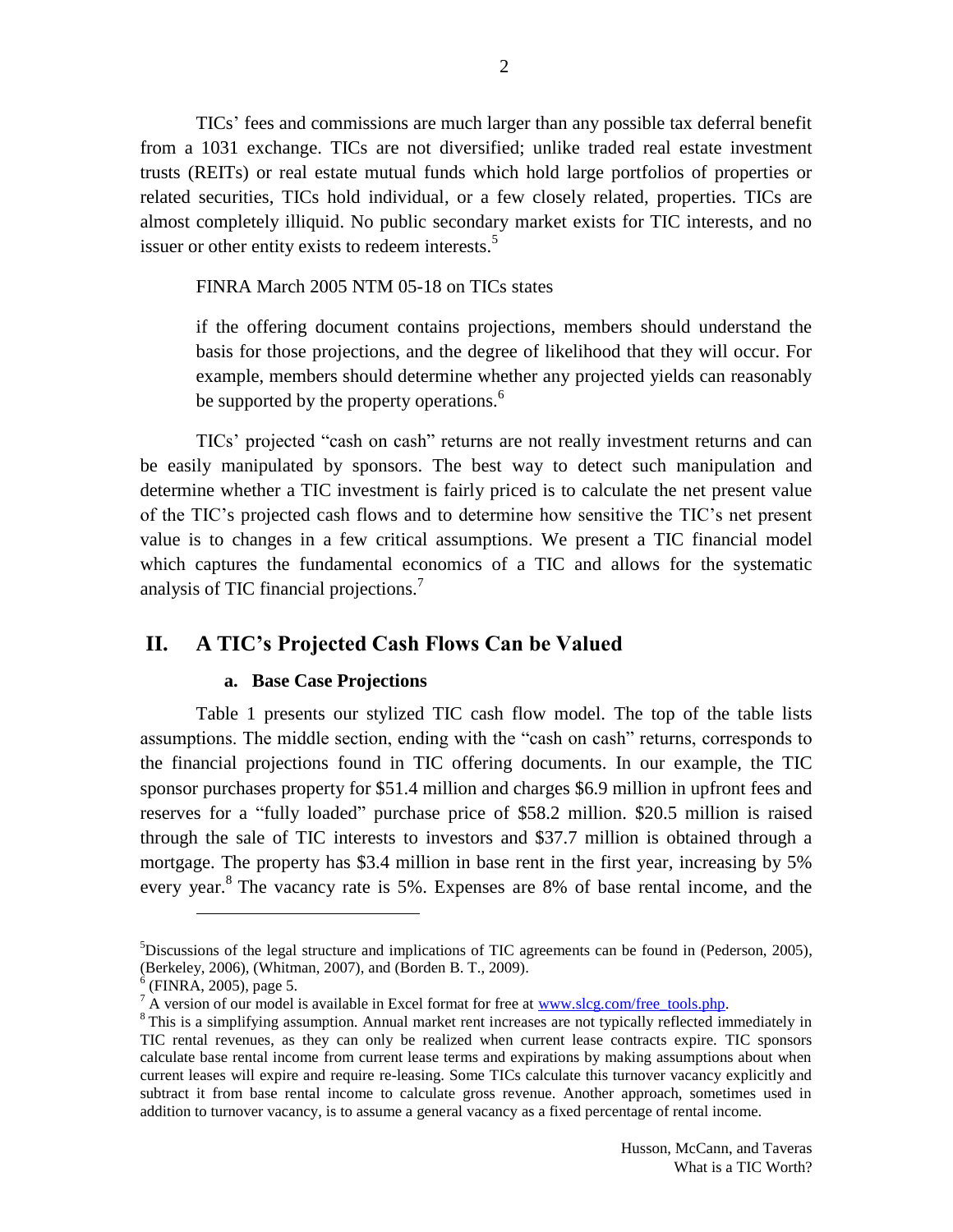TICs' fees and commissions are much larger than any possible tax deferral benefit from a 1031 exchange. TICs are not diversified; unlike traded real estate investment trusts (REITs) or real estate mutual funds which hold large portfolios of properties or related securities, TICs hold individual, or a few closely related, properties. TICs are almost completely illiquid. No public secondary market exists for TIC interests, and no issuer or other entity exists to redeem interests.[5]

FINRA March 2005 NTM 05-18 on TICs states

> if the offering document contains projections, members should understand the basis for those projections, and the degree of likelihood that they will occur. For example, members should determine whether any projected yields can reasonably be supported by the property operations.[6]

TICs' projected "cash on cash" returns are not really investment returns and can be easily manipulated by sponsors. The best way to detect such manipulation and determine whether a TIC investment is fairly priced is to calculate the net present value of the TIC's projected cash flows and to determine how sensitive the TIC's net present value is to changes in a few critical assumptions. We present a TIC financial model which captures the fundamental economics of a TIC and allows for the systematic analysis of TIC financial projections.[7]

## II. A TIC's Projected Cash Flows Can be Valued

### a. Base Case Projections

Table 1 presents our stylized TIC cash flow model. The top of the table lists assumptions. The middle section, ending with the "cash on cash" returns, corresponds to the financial projections found in TIC offering documents. In our example, the TIC sponsor purchases property for $51.4 million and charges $6.9 million in upfront fees and reserves for a "fully loaded" purchase price of $58.2 million. $20.5 million is raised through the sale of TIC interests to investors and $37.7 million is obtained through a mortgage. The property has $3.4 million in base rent in the first year, increasing by 5% every year.[8] The vacancy rate is 5%. Expenses are 8% of base rental income, and the

---

[5] Discussions of the legal structure and implications of TIC agreements can be found in (Pederson, 2005), (Berkeley, 2006), (Whitman, 2007), and (Borden B. T., 2009).

[6] (FINRA, 2005), page 5.

[7] A version of our model is available in Excel format for free at www.slcg.com/free_tools.php.

[8] This is a simplifying assumption. Annual market rent increases are not typically reflected immediately in TIC rental revenues, as they can only be realized when current lease contracts expire. TIC sponsors calculate base rental income from current lease terms and expirations by making assumptions about when current leases will expire and require re-leasing. Some TICs calculate this turnover vacancy explicitly and subtract it from base rental income to calculate gross revenue. Another approach, sometimes used in addition to turnover vacancy, is to assume a general vacancy as a fixed percentage of rental income.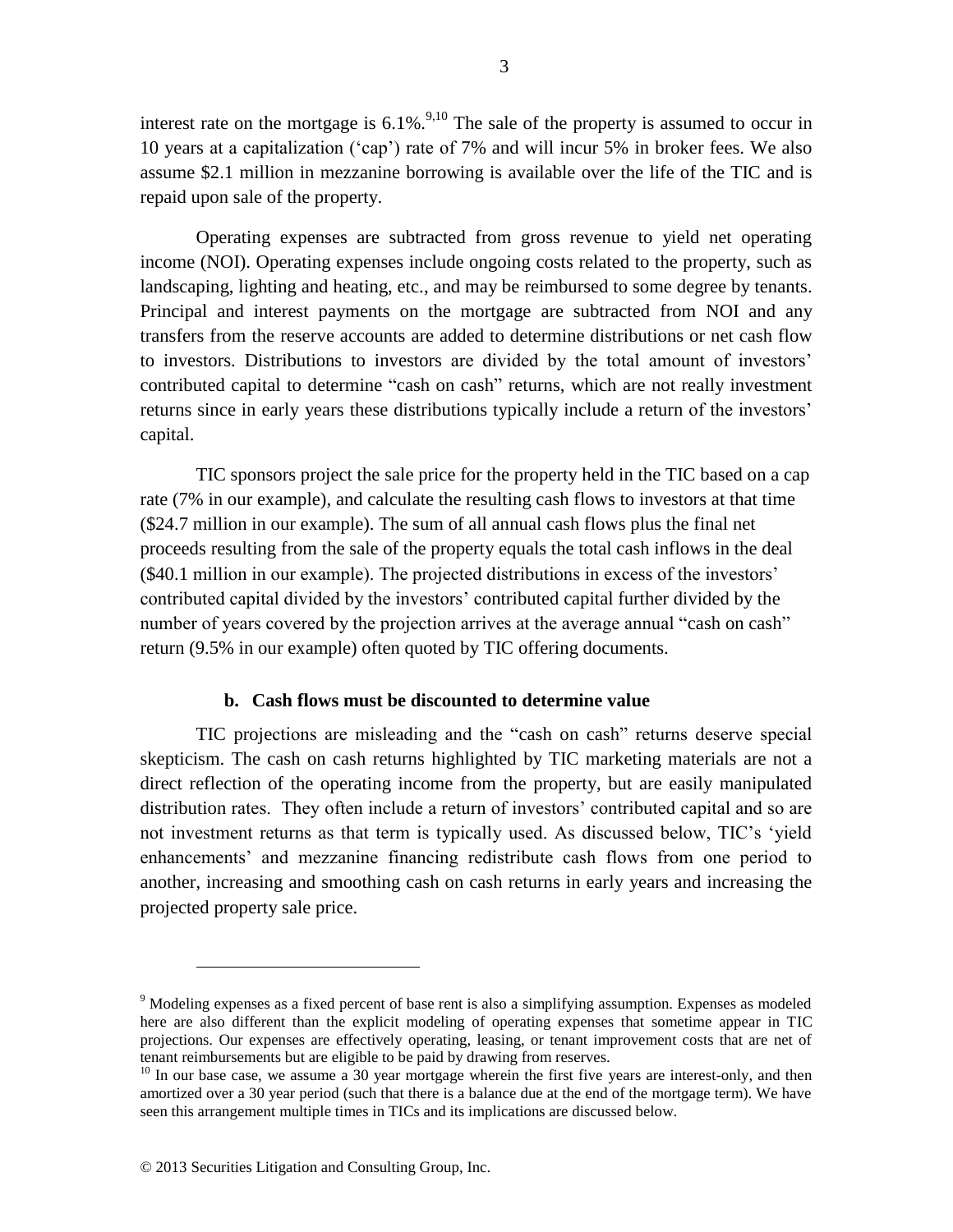interest rate on the mortgage is 6.1%.[9,10] The sale of the property is assumed to occur in 10 years at a capitalization ('cap') rate of 7% and will incur 5% in broker fees. We also assume $2.1 million in mezzanine borrowing is available over the life of the TIC and is repaid upon sale of the property.

Operating expenses are subtracted from gross revenue to yield net operating income (NOI). Operating expenses include ongoing costs related to the property, such as landscaping, lighting and heating, etc., and may be reimbursed to some degree by tenants. Principal and interest payments on the mortgage are subtracted from NOI and any transfers from the reserve accounts are added to determine distributions or net cash flow to investors. Distributions to investors are divided by the total amount of investors' contributed capital to determine "cash on cash" returns, which are not really investment returns since in early years these distributions typically include a return of the investors' capital.

TIC sponsors project the sale price for the property held in the TIC based on a cap rate (7% in our example), and calculate the resulting cash flows to investors at that time ($24.7 million in our example). The sum of all annual cash flows plus the final net proceeds resulting from the sale of the property equals the total cash inflows in the deal ($40.1 million in our example). The projected distributions in excess of the investors' contributed capital divided by the investors' contributed capital further divided by the number of years covered by the projection arrives at the average annual "cash on cash" return (9.5% in our example) often quoted by TIC offering documents.

### b. Cash flows must be discounted to determine value

TIC projections are misleading and the "cash on cash" returns deserve special skepticism. The cash on cash returns highlighted by TIC marketing materials are not a direct reflection of the operating income from the property, but are easily manipulated distribution rates. They often include a return of investors' contributed capital and so are not investment returns as that term is typically used. As discussed below, TIC's 'yield enhancements' and mezzanine financing redistribute cash flows from one period to another, increasing and smoothing cash on cash returns in early years and increasing the projected property sale price.

---

[9] Modeling expenses as a fixed percent of base rent is also a simplifying assumption. Expenses as modeled here are also different than the explicit modeling of operating expenses that sometime appear in TIC projections. Our expenses are effectively operating, leasing, or tenant improvement costs that are net of tenant reimbursements but are eligible to be paid by drawing from reserves.

[10] In our base case, we assume a 30 year mortgage wherein the first five years are interest-only, and then amortized over a 30 year period (such that there is a balance due at the end of the mortgage term). We have seen this arrangement multiple times in TICs and its implications are discussed below.

© 2013 Securities Litigation and Consulting Group, Inc.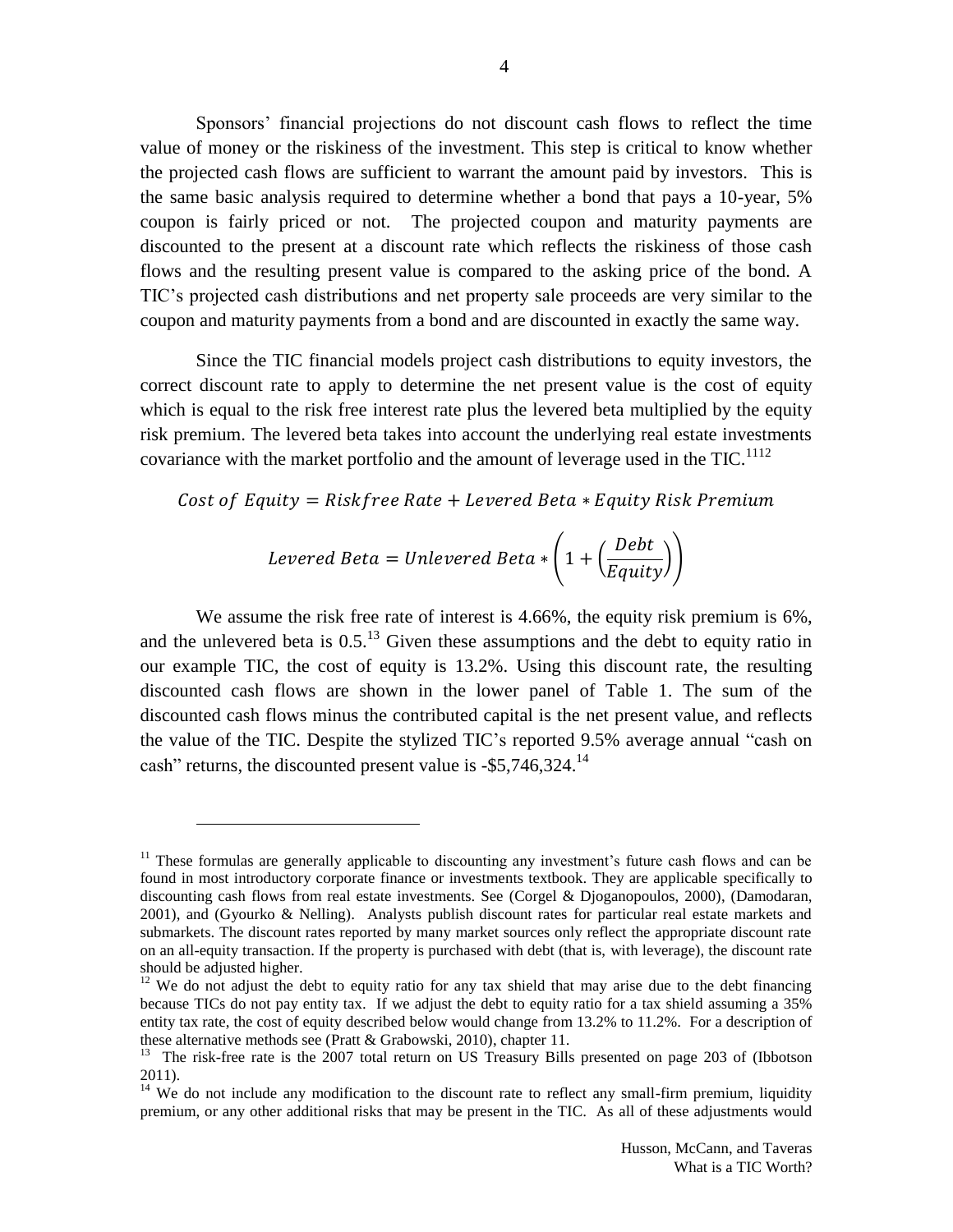Sponsors' financial projections do not discount cash flows to reflect the time value of money or the riskiness of the investment. This step is critical to know whether the projected cash flows are sufficient to warrant the amount paid by investors. This is the same basic analysis required to determine whether a bond that pays a 10-year, 5% coupon is fairly priced or not. The projected coupon and maturity payments are discounted to the present at a discount rate which reflects the riskiness of those cash flows and the resulting present value is compared to the asking price of the bond. A TIC's projected cash distributions and net property sale proceeds are very similar to the coupon and maturity payments from a bond and are discounted in exactly the same way.

Since the TIC financial models project cash distributions to equity investors, the correct discount rate to apply to determine the net present value is the cost of equity which is equal to the risk free interest rate plus the levered beta multiplied by the equity risk premium. The levered beta takes into account the underlying real estate investments covariance with the market portfolio and the amount of leverage used in the TIC.[11][12]

$$Cost\ of\ Equity = Riskfree\ Rate + Levered\ Beta * Equity\ Risk\ Premium$$

$$Levered\ Beta = Unlevered\ Beta * \left(1 + \left(\frac{Debt}{Equity}\right)\right)$$

We assume the risk free rate of interest is 4.66%, the equity risk premium is 6%, and the unlevered beta is 0.5.[13] Given these assumptions and the debt to equity ratio in our example TIC, the cost of equity is 13.2%. Using this discount rate, the resulting discounted cash flows are shown in the lower panel of Table 1. The sum of the discounted cash flows minus the contributed capital is the net present value, and reflects the value of the TIC. Despite the stylized TIC's reported 9.5% average annual "cash on cash" returns, the discounted present value is -$5,746,324.[14]

---

[11] These formulas are generally applicable to discounting any investment's future cash flows and can be found in most introductory corporate finance or investments textbook. They are applicable specifically to discounting cash flows from real estate investments. See (Corgel & Djoganopoulos, 2000), (Damodaran, 2001), and (Gyourko & Nelling). Analysts publish discount rates for particular real estate markets and submarkets. The discount rates reported by many market sources only reflect the appropriate discount rate on an all-equity transaction. If the property is purchased with debt (that is, with leverage), the discount rate should be adjusted higher.

[12] We do not adjust the debt to equity ratio for any tax shield that may arise due to the debt financing because TICs do not pay entity tax. If we adjust the debt to equity ratio for a tax shield assuming a 35% entity tax rate, the cost of equity described below would change from 13.2% to 11.2%. For a description of these alternative methods see (Pratt & Grabowski, 2010), chapter 11.

[13] The risk-free rate is the 2007 total return on US Treasury Bills presented on page 203 of (Ibbotson 2011).

[14] We do not include any modification to the discount rate to reflect any small-firm premium, liquidity premium, or any other additional risks that may be present in the TIC. As all of these adjustments would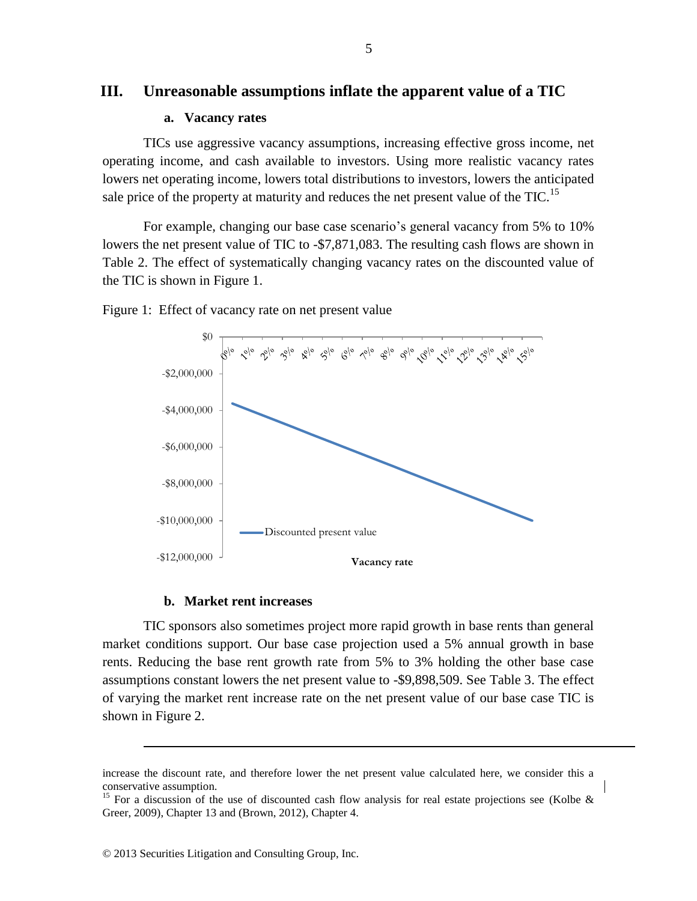## III. Unreasonable assumptions inflate the apparent value of a TIC

### a. Vacancy rates

TICs use aggressive vacancy assumptions, increasing effective gross income, net operating income, and cash available to investors. Using more realistic vacancy rates lowers net operating income, lowers total distributions to investors, lowers the anticipated sale price of the property at maturity and reduces the net present value of the TIC.[15]

For example, changing our base case scenario's general vacancy from 5% to 10% lowers the net present value of TIC to -$7,871,083. The resulting cash flows are shown in Table 2. The effect of systematically changing vacancy rates on the discounted value of the TIC is shown in Figure 1.

Figure 1: Effect of vacancy rate on net present value

### b. Market rent increases

TIC sponsors also sometimes project more rapid growth in base rents than general market conditions support. Our base case projection used a 5% annual growth in base rents. Reducing the base rent growth rate from 5% to 3% holding the other base case assumptions constant lowers the net present value to -$9,898,509. See Table 3. The effect of varying the market rent increase rate on the net present value of our base case TIC is shown in Figure 2.

---

increase the discount rate, and therefore lower the net present value calculated here, we consider this a conservative assumption.

[15] For a discussion of the use of discounted cash flow analysis for real estate projections see (Kolbe & Greer, 2009), Chapter 13 and (Brown, 2012), Chapter 4.

© 2013 Securities Litigation and Consulting Group, Inc.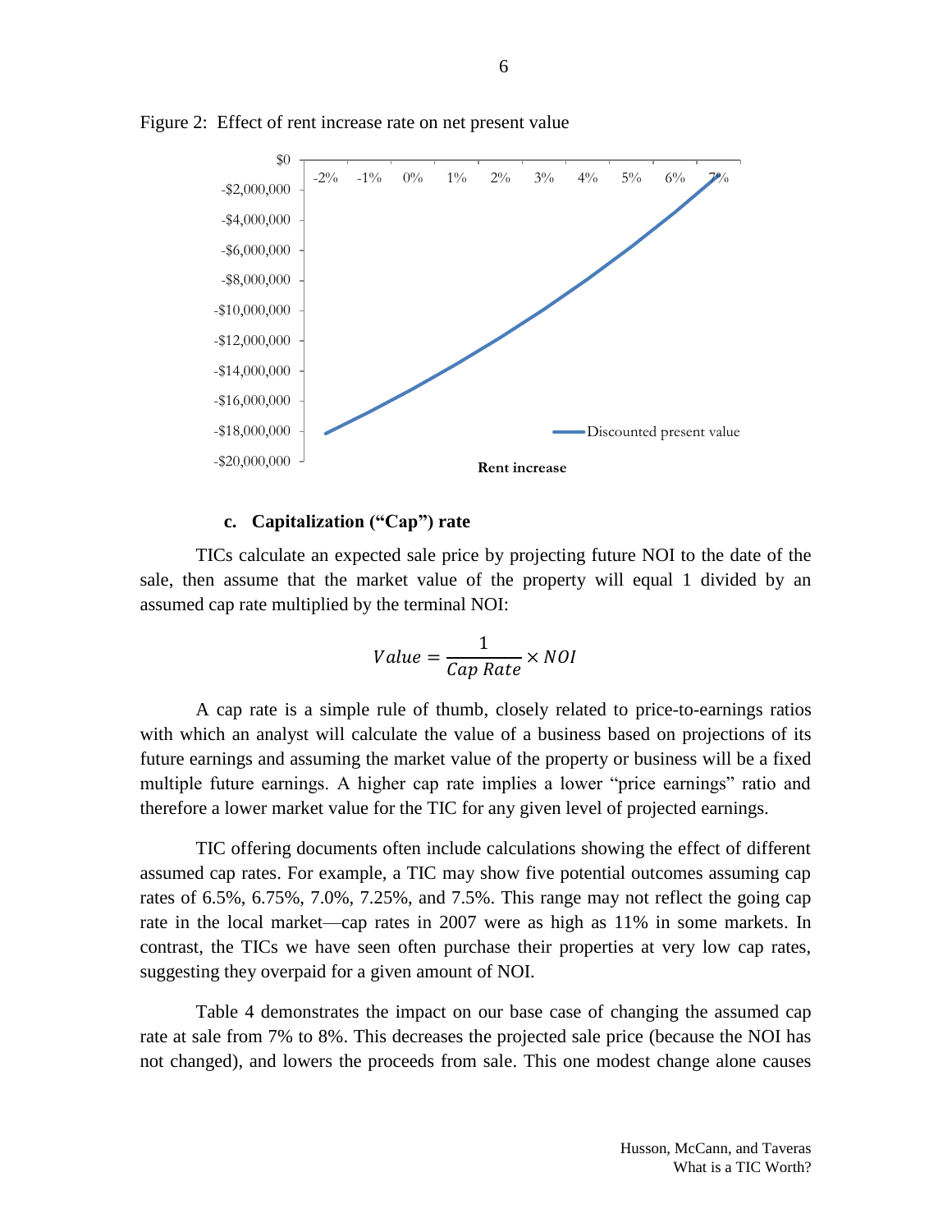Figure 2: Effect of rent increase rate on net present value

### c. Capitalization ("Cap") rate

TICs calculate an expected sale price by projecting future NOI to the date of the sale, then assume that the market value of the property will equal 1 divided by an assumed cap rate multiplied by the terminal NOI:

$$Value = \frac{1}{Cap\ Rate} \times NOI$$

A cap rate is a simple rule of thumb, closely related to price-to-earnings ratios with which an analyst will calculate the value of a business based on projections of its future earnings and assuming the market value of the property or business will be a fixed multiple future earnings. A higher cap rate implies a lower "price earnings" ratio and therefore a lower market value for the TIC for any given level of projected earnings.

TIC offering documents often include calculations showing the effect of different assumed cap rates. For example, a TIC may show five potential outcomes assuming cap rates of 6.5%, 6.75%, 7.0%, 7.25%, and 7.5%. This range may not reflect the going cap rate in the local market—cap rates in 2007 were as high as 11% in some markets. In contrast, the TICs we have seen often purchase their properties at very low cap rates, suggesting they overpaid for a given amount of NOI.

Table 4 demonstrates the impact on our base case of changing the assumed cap rate at sale from 7% to 8%. This decreases the projected sale price (because the NOI has not changed), and lowers the proceeds from sale. This one modest change alone causes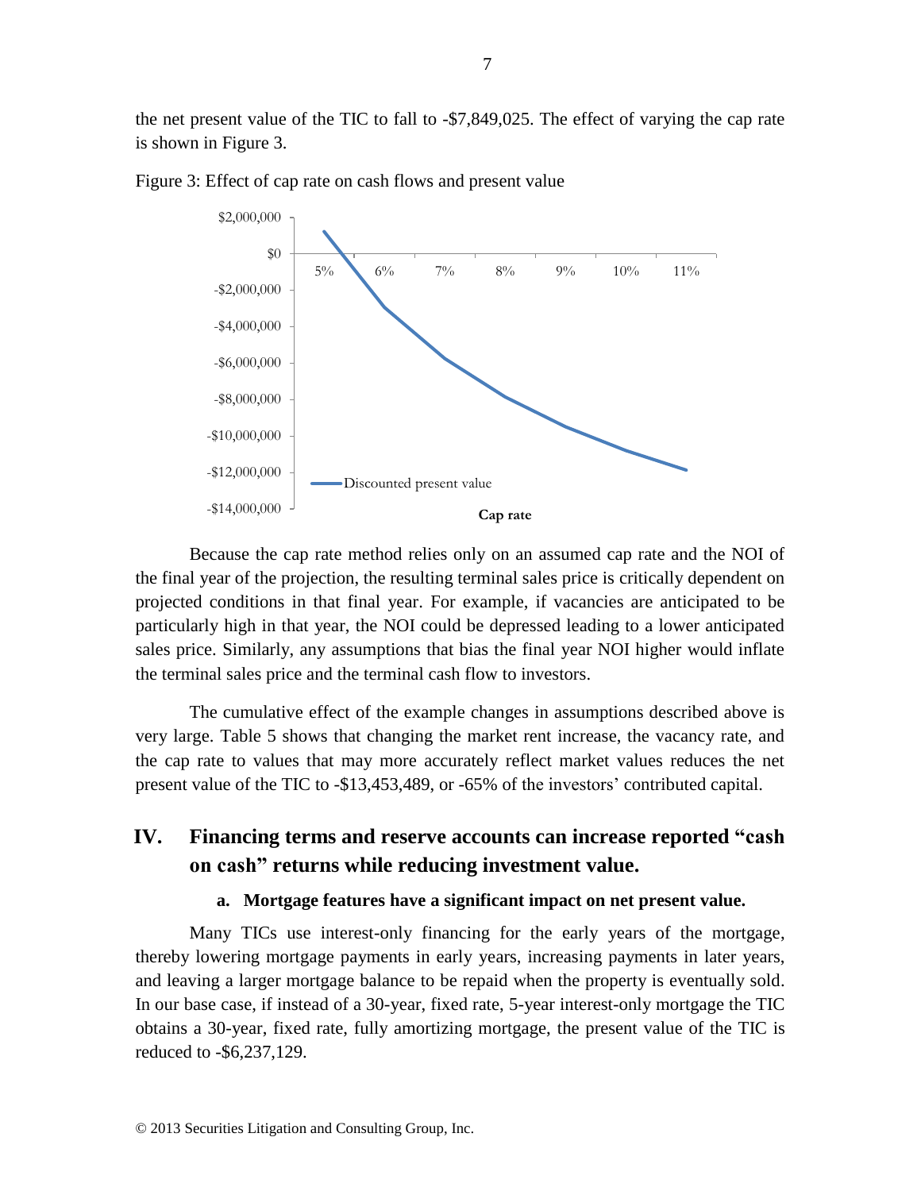the net present value of the TIC to fall to -\$7,849,025. The effect of varying the cap rate is shown in Figure 3.

Figure 3: Effect of cap rate on cash flows and present value

Because the cap rate method relies only on an assumed cap rate and the NOI of the final year of the projection, the resulting terminal sales price is critically dependent on projected conditions in that final year. For example, if vacancies are anticipated to be particularly high in that year, the NOI could be depressed leading to a lower anticipated sales price. Similarly, any assumptions that bias the final year NOI higher would inflate the terminal sales price and the terminal cash flow to investors.

The cumulative effect of the example changes in assumptions described above is very large. Table 5 shows that changing the market rent increase, the vacancy rate, and the cap rate to values that may more accurately reflect market values reduces the net present value of the TIC to -\$13,453,489, or -65% of the investors' contributed capital.

## IV. Financing terms and reserve accounts can increase reported "cash on cash" returns while reducing investment value.

### a. Mortgage features have a significant impact on net present value.

Many TICs use interest-only financing for the early years of the mortgage, thereby lowering mortgage payments in early years, increasing payments in later years, and leaving a larger mortgage balance to be repaid when the property is eventually sold. In our base case, if instead of a 30-year, fixed rate, 5-year interest-only mortgage the TIC obtains a 30-year, fixed rate, fully amortizing mortgage, the present value of the TIC is reduced to -\$6,237,129.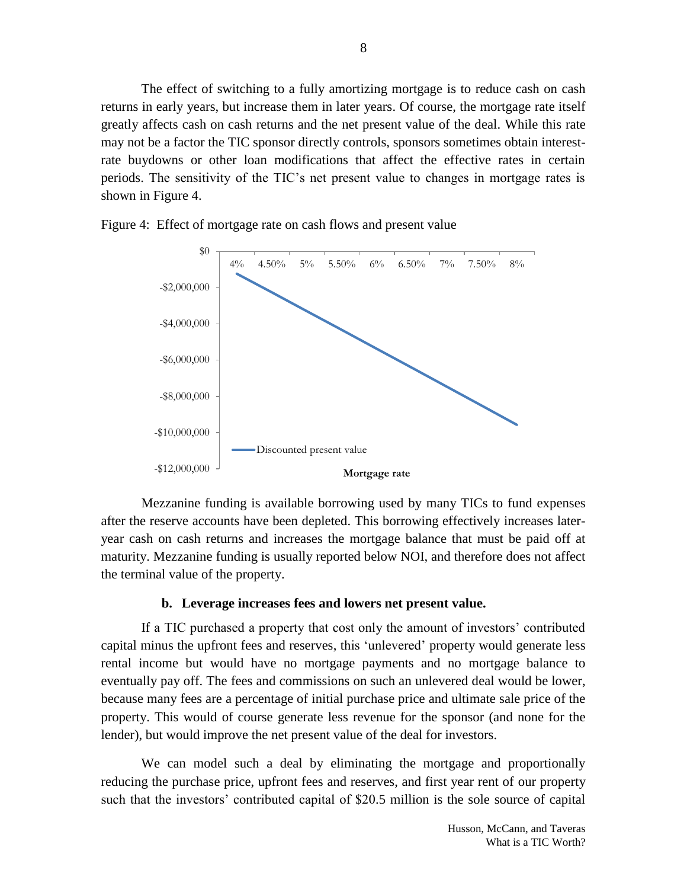The effect of switching to a fully amortizing mortgage is to reduce cash on cash returns in early years, but increase them in later years. Of course, the mortgage rate itself greatly affects cash on cash returns and the net present value of the deal. While this rate may not be a factor the TIC sponsor directly controls, sponsors sometimes obtain interest-rate buydowns or other loan modifications that affect the effective rates in certain periods. The sensitivity of the TIC's net present value to changes in mortgage rates is shown in Figure 4.

Figure 4: Effect of mortgage rate on cash flows and present value

Mezzanine funding is available borrowing used by many TICs to fund expenses after the reserve accounts have been depleted. This borrowing effectively increases later-year cash on cash returns and increases the mortgage balance that must be paid off at maturity. Mezzanine funding is usually reported below NOI, and therefore does not affect the terminal value of the property.

### b. Leverage increases fees and lowers net present value.

If a TIC purchased a property that cost only the amount of investors' contributed capital minus the upfront fees and reserves, this 'unlevered' property would generate less rental income but would have no mortgage payments and no mortgage balance to eventually pay off. The fees and commissions on such an unlevered deal would be lower, because many fees are a percentage of initial purchase price and ultimate sale price of the property. This would of course generate less revenue for the sponsor (and none for the lender), but would improve the net present value of the deal for investors.

We can model such a deal by eliminating the mortgage and proportionally reducing the purchase price, upfront fees and reserves, and first year rent of our property such that the investors' contributed capital of $20.5 million is the sole source of capital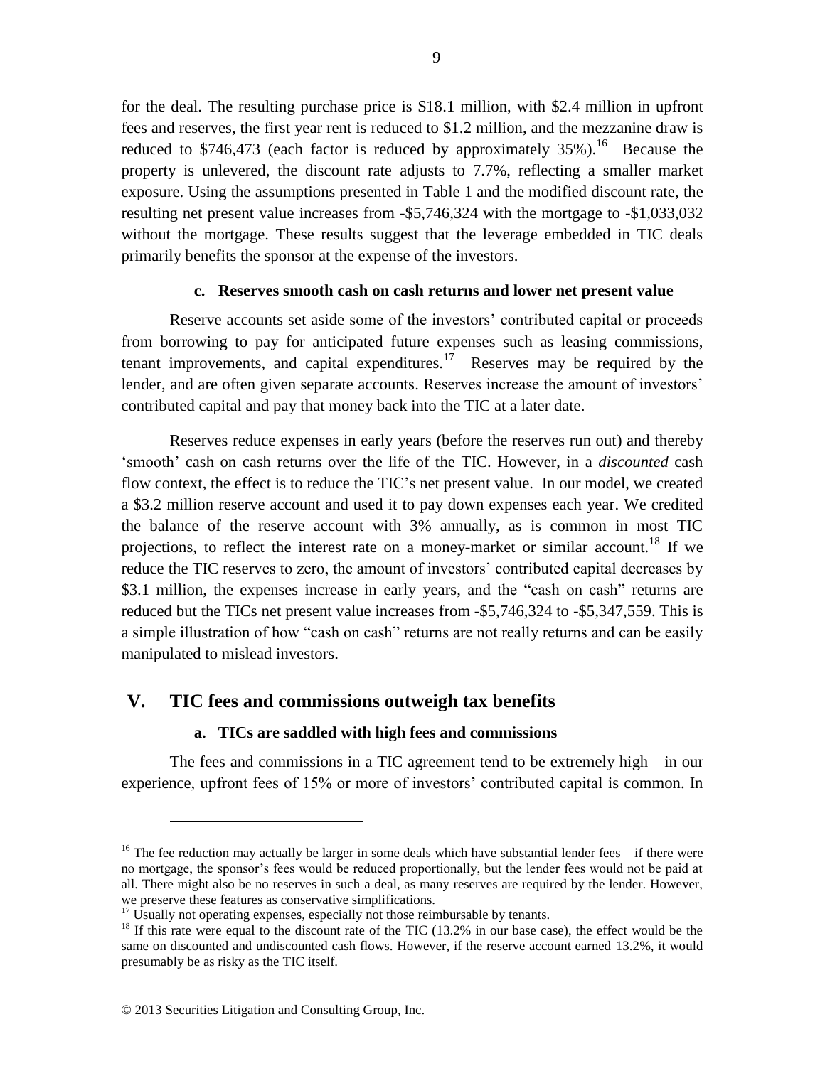for the deal. The resulting purchase price is \$18.1 million, with \$2.4 million in upfront fees and reserves, the first year rent is reduced to \$1.2 million, and the mezzanine draw is reduced to \$746,473 (each factor is reduced by approximately 35%).[16] Because the property is unlevered, the discount rate adjusts to 7.7%, reflecting a smaller market exposure. Using the assumptions presented in Table 1 and the modified discount rate, the resulting net present value increases from -\$5,746,324 with the mortgage to -\$1,033,032 without the mortgage. These results suggest that the leverage embedded in TIC deals primarily benefits the sponsor at the expense of the investors.

### c. Reserves smooth cash on cash returns and lower net present value

Reserve accounts set aside some of the investors' contributed capital or proceeds from borrowing to pay for anticipated future expenses such as leasing commissions, tenant improvements, and capital expenditures.[17] Reserves may be required by the lender, and are often given separate accounts. Reserves increase the amount of investors' contributed capital and pay that money back into the TIC at a later date.

Reserves reduce expenses in early years (before the reserves run out) and thereby 'smooth' cash on cash returns over the life of the TIC. However, in a *discounted* cash flow context, the effect is to reduce the TIC's net present value. In our model, we created a \$3.2 million reserve account and used it to pay down expenses each year. We credited the balance of the reserve account with 3% annually, as is common in most TIC projections, to reflect the interest rate on a money-market or similar account.[18] If we reduce the TIC reserves to zero, the amount of investors' contributed capital decreases by \$3.1 million, the expenses increase in early years, and the "cash on cash" returns are reduced but the TICs net present value increases from -\$5,746,324 to -\$5,347,559. This is a simple illustration of how "cash on cash" returns are not really returns and can be easily manipulated to mislead investors.

## V. TIC fees and commissions outweigh tax benefits

### a. TICs are saddled with high fees and commissions

The fees and commissions in a TIC agreement tend to be extremely high—in our experience, upfront fees of 15% or more of investors' contributed capital is common. In

---

[16] The fee reduction may actually be larger in some deals which have substantial lender fees—if there were no mortgage, the sponsor's fees would be reduced proportionally, but the lender fees would not be paid at all. There might also be no reserves in such a deal, as many reserves are required by the lender. However, we preserve these features as conservative simplifications.

[17] Usually not operating expenses, especially not those reimbursable by tenants.

[18] If this rate were equal to the discount rate of the TIC (13.2% in our base case), the effect would be the same on discounted and undiscounted cash flows. However, if the reserve account earned 13.2%, it would presumably be as risky as the TIC itself.

© 2013 Securities Litigation and Consulting Group, Inc.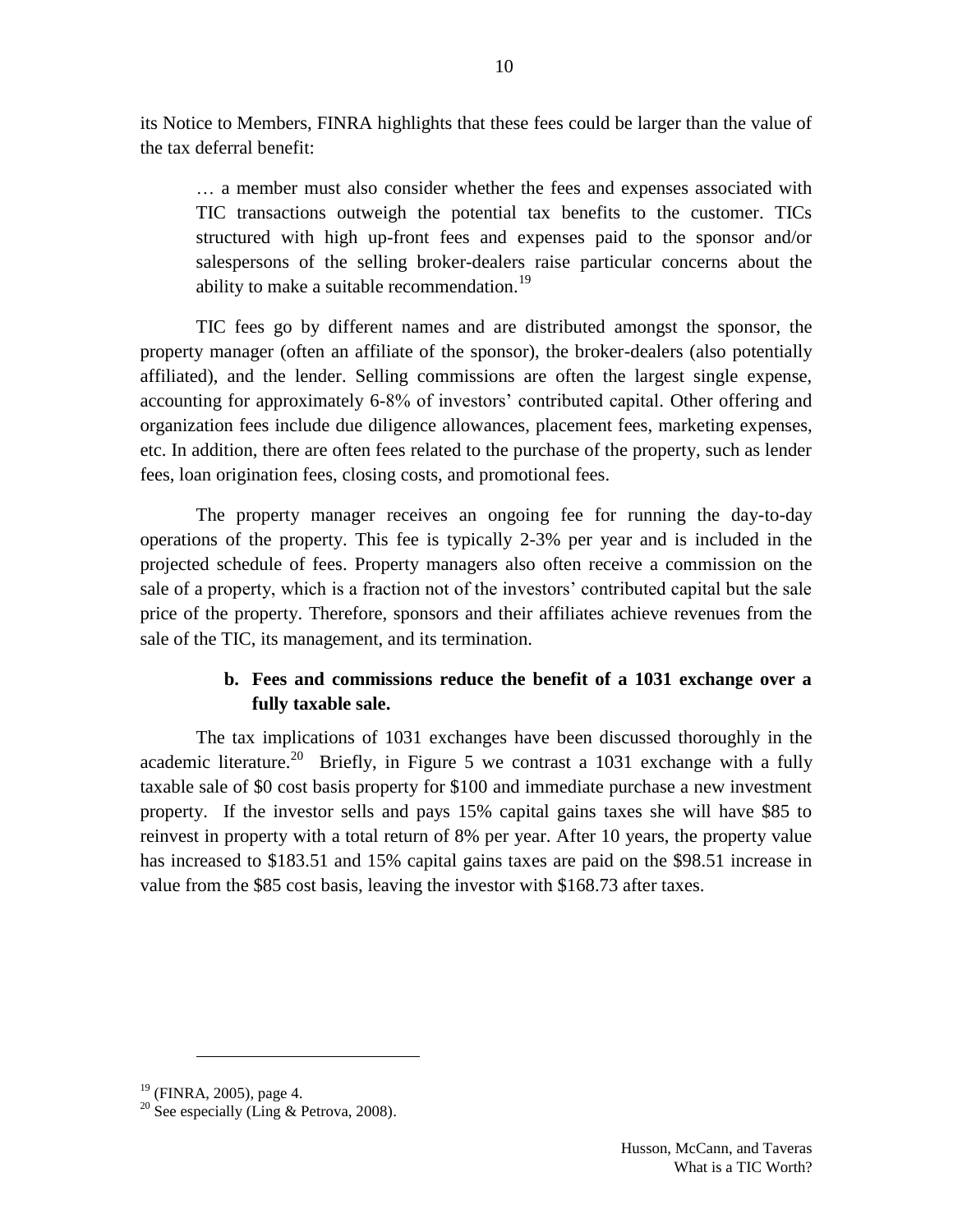its Notice to Members, FINRA highlights that these fees could be larger than the value of the tax deferral benefit:

> … a member must also consider whether the fees and expenses associated with TIC transactions outweigh the potential tax benefits to the customer. TICs structured with high up-front fees and expenses paid to the sponsor and/or salespersons of the selling broker-dealers raise particular concerns about the ability to make a suitable recommendation.[19]

TIC fees go by different names and are distributed amongst the sponsor, the property manager (often an affiliate of the sponsor), the broker-dealers (also potentially affiliated), and the lender. Selling commissions are often the largest single expense, accounting for approximately 6-8% of investors' contributed capital. Other offering and organization fees include due diligence allowances, placement fees, marketing expenses, etc. In addition, there are often fees related to the purchase of the property, such as lender fees, loan origination fees, closing costs, and promotional fees.

The property manager receives an ongoing fee for running the day-to-day operations of the property. This fee is typically 2-3% per year and is included in the projected schedule of fees. Property managers also often receive a commission on the sale of a property, which is a fraction not of the investors' contributed capital but the sale price of the property. Therefore, sponsors and their affiliates achieve revenues from the sale of the TIC, its management, and its termination.

### b. Fees and commissions reduce the benefit of a 1031 exchange over a fully taxable sale.

The tax implications of 1031 exchanges have been discussed thoroughly in the academic literature.[20] Briefly, in Figure 5 we contrast a 1031 exchange with a fully taxable sale of $0 cost basis property for $100 and immediate purchase a new investment property. If the investor sells and pays 15% capital gains taxes she will have $85 to reinvest in property with a total return of 8% per year. After 10 years, the property value has increased to $183.51 and 15% capital gains taxes are paid on the $98.51 increase in value from the $85 cost basis, leaving the investor with $168.73 after taxes.

---

[19] (FINRA, 2005), page 4.

[20] See especially (Ling & Petrova, 2008).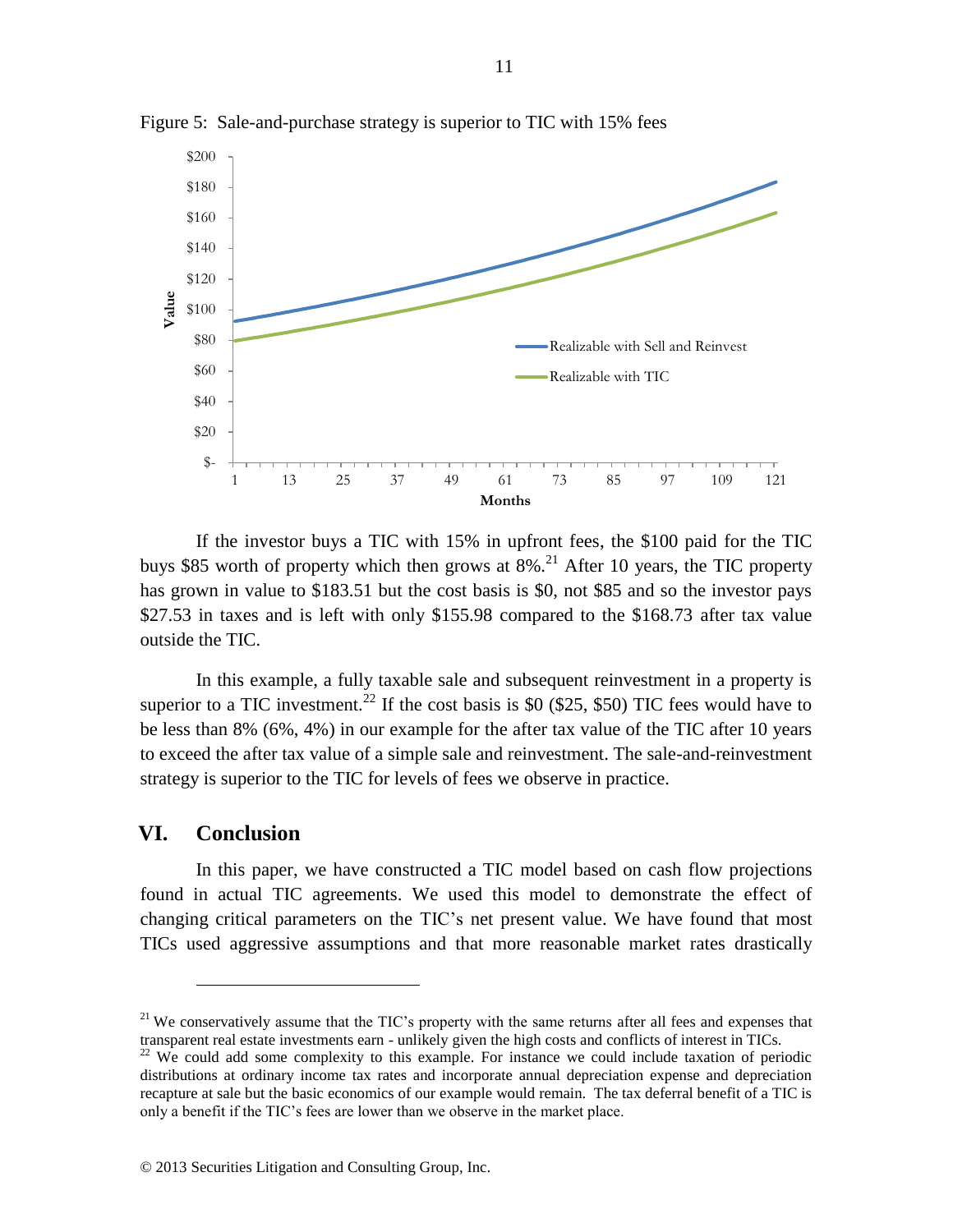Figure 5: Sale-and-purchase strategy is superior to TIC with 15% fees

If the investor buys a TIC with 15% in upfront fees, the $100 paid for the TIC buys $85 worth of property which then grows at 8%.[21] After 10 years, the TIC property has grown in value to $183.51 but the cost basis is $0, not $85 and so the investor pays $27.53 in taxes and is left with only $155.98 compared to the $168.73 after tax value outside the TIC.

In this example, a fully taxable sale and subsequent reinvestment in a property is superior to a TIC investment.[22] If the cost basis is $0 ($25, $50) TIC fees would have to be less than 8% (6%, 4%) in our example for the after tax value of the TIC after 10 years to exceed the after tax value of a simple sale and reinvestment. The sale-and-reinvestment strategy is superior to the TIC for levels of fees we observe in practice.

## VI. Conclusion

In this paper, we have constructed a TIC model based on cash flow projections found in actual TIC agreements. We used this model to demonstrate the effect of changing critical parameters on the TIC's net present value. We have found that most TICs used aggressive assumptions and that more reasonable market rates drastically

---

[21] We conservatively assume that the TIC's property with the same returns after all fees and expenses that transparent real estate investments earn - unlikely given the high costs and conflicts of interest in TICs.

[22] We could add some complexity to this example. For instance we could include taxation of periodic distributions at ordinary income tax rates and incorporate annual depreciation expense and depreciation recapture at sale but the basic economics of our example would remain. The tax deferral benefit of a TIC is only a benefit if the TIC's fees are lower than we observe in the market place.

© 2013 Securities Litigation and Consulting Group, Inc.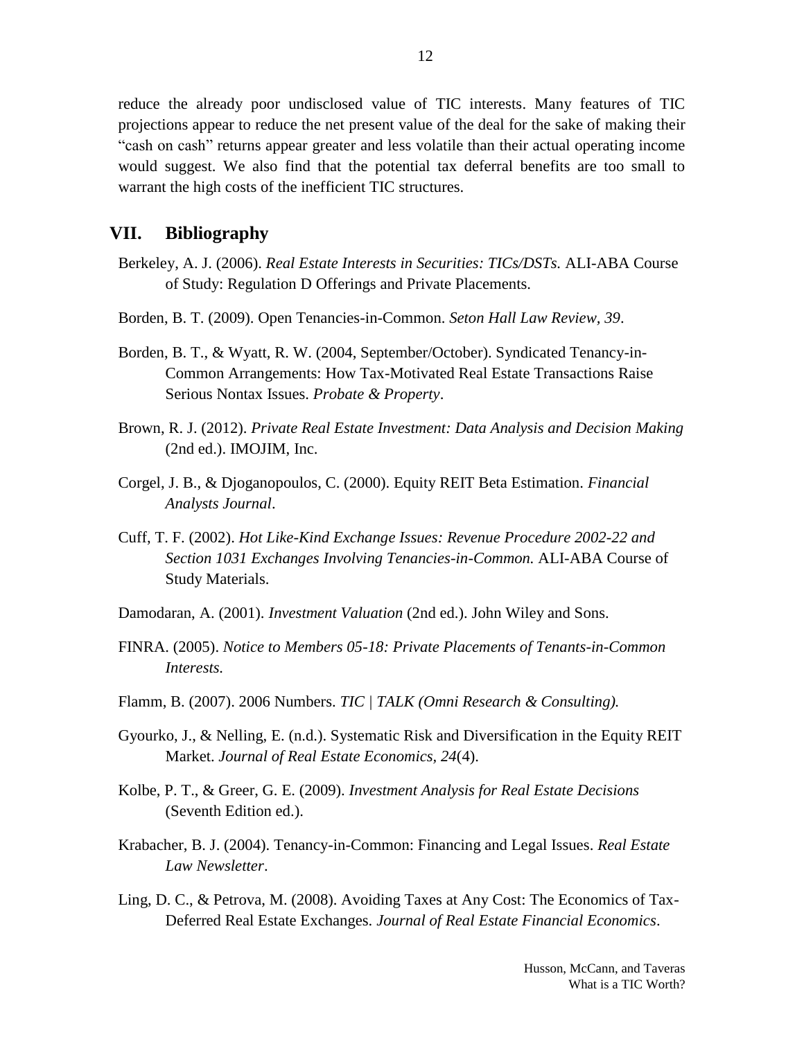reduce the already poor undisclosed value of TIC interests. Many features of TIC projections appear to reduce the net present value of the deal for the sake of making their "cash on cash" returns appear greater and less volatile than their actual operating income would suggest. We also find that the potential tax deferral benefits are too small to warrant the high costs of the inefficient TIC structures.

## VII. Bibliography

Berkeley, A. J. (2006). *Real Estate Interests in Securities: TICs/DSTs.* ALI-ABA Course of Study: Regulation D Offerings and Private Placements.

Borden, B. T. (2009). Open Tenancies-in-Common. *Seton Hall Law Review, 39*.

Borden, B. T., & Wyatt, R. W. (2004, September/October). Syndicated Tenancy-in-Common Arrangements: How Tax-Motivated Real Estate Transactions Raise Serious Nontax Issues. *Probate & Property*.

Brown, R. J. (2012). *Private Real Estate Investment: Data Analysis and Decision Making* (2nd ed.). IMOJIM, Inc.

Corgel, J. B., & Djoganopoulos, C. (2000). Equity REIT Beta Estimation. *Financial Analysts Journal*.

Cuff, T. F. (2002). *Hot Like-Kind Exchange Issues: Revenue Procedure 2002-22 and Section 1031 Exchanges Involving Tenancies-in-Common.* ALI-ABA Course of Study Materials.

Damodaran, A. (2001). *Investment Valuation* (2nd ed.). John Wiley and Sons.

FINRA. (2005). *Notice to Members 05-18: Private Placements of Tenants-in-Common Interests.*

Flamm, B. (2007). 2006 Numbers. *TIC | TALK (Omni Research & Consulting).*

Gyourko, J., & Nelling, E. (n.d.). Systematic Risk and Diversification in the Equity REIT Market. *Journal of Real Estate Economics, 24*(4).

Kolbe, P. T., & Greer, G. E. (2009). *Investment Analysis for Real Estate Decisions* (Seventh Edition ed.).

Krabacher, B. J. (2004). Tenancy-in-Common: Financing and Legal Issues. *Real Estate Law Newsletter*.

Ling, D. C., & Petrova, M. (2008). Avoiding Taxes at Any Cost: The Economics of Tax-Deferred Real Estate Exchanges. *Journal of Real Estate Financial Economics*.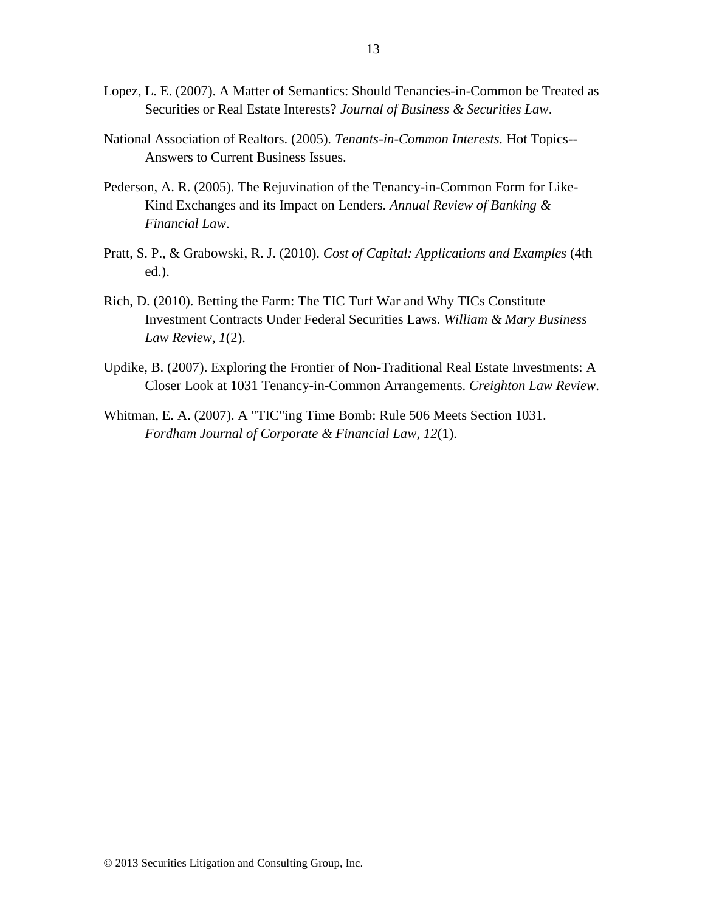Lopez, L. E. (2007). A Matter of Semantics: Should Tenancies-in-Common be Treated as Securities or Real Estate Interests? *Journal of Business & Securities Law*.

National Association of Realtors. (2005). *Tenants-in-Common Interests.* Hot Topics--Answers to Current Business Issues.

Pederson, A. R. (2005). The Rejuvination of the Tenancy-in-Common Form for Like-Kind Exchanges and its Impact on Lenders. *Annual Review of Banking & Financial Law*.

Pratt, S. P., & Grabowski, R. J. (2010). *Cost of Capital: Applications and Examples* (4th ed.).

Rich, D. (2010). Betting the Farm: The TIC Turf War and Why TICs Constitute Investment Contracts Under Federal Securities Laws. *William & Mary Business Law Review, 1*(2).

Updike, B. (2007). Exploring the Frontier of Non-Traditional Real Estate Investments: A Closer Look at 1031 Tenancy-in-Common Arrangements. *Creighton Law Review*.

Whitman, E. A. (2007). A "TIC"ing Time Bomb: Rule 506 Meets Section 1031. *Fordham Journal of Corporate & Financial Law, 12*(1).

© 2013 Securities Litigation and Consulting Group, Inc.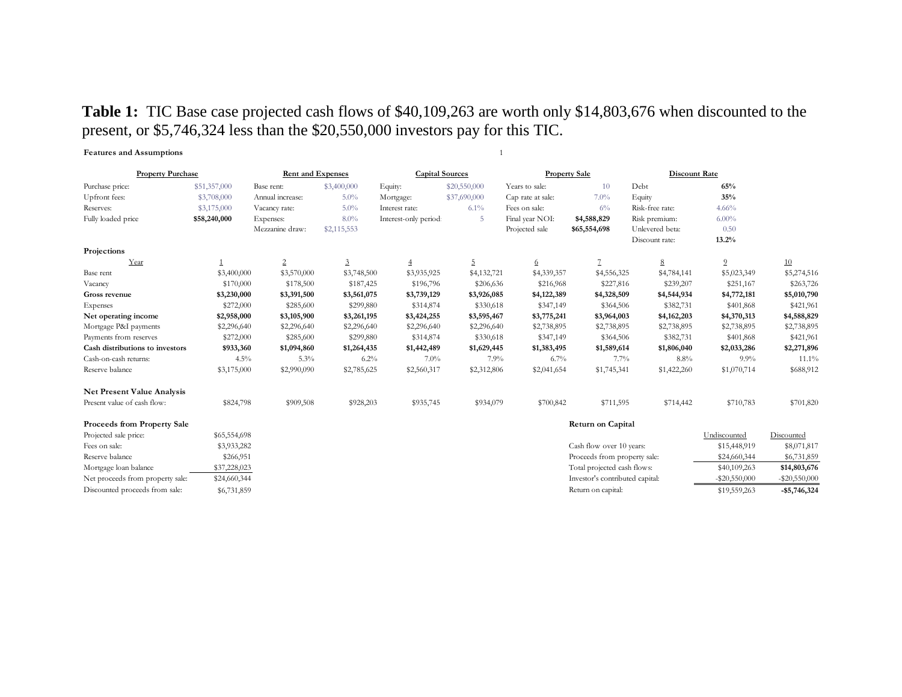**Table 1:** TIC Base case projected cash flows of $40,109,263 are worth only $14,803,676 when discounted to the present, or $5,746,324 less than the $20,550,000 investors pay for this TIC.

**Features and Assumptions**

| Property Purchase | | Rent and Expenses | | Capital Sources | | Property Sale | | Discount Rate | |
|---|---|---|---|---|---|---|---|---|---|
| Purchase price: | $51,357,000 | Base rent: | $3,400,000 | Equity: | $20,550,000 | Years to sale: | 10 | Debt | **65%** |
| Upfront fees: | $3,708,000 | Annual increase: | 5.0% | Mortgage: | $37,690,000 | Cap rate at sale: | 7.0% | Equity | **35%** |
| Reserves: | $3,175,000 | Vacancy rate: | 5.0% | Interest rate: | 6.1% | Fees on sale: | 6% | Risk-free rate: | 4.66% |
| Fully loaded price | **$58,240,000** | Expenses: | 8.0% | Interest-only period | 5 | Final year NOI: | **$4,588,829** | Risk premium: | 6.00% |
| | | Mezzanine draw: | $2,115,553 | | | Projected sale | **$65,554,698** | Unlevered beta: | 0.50 |
| | | | | | | | | Discount rate: | **13.2%** |

**Projections**

| Year | 1 | 2 | 3 | 4 | 5 | 6 | 7 | 8 | 9 | 10 |
|---|---|---|---|---|---|---|---|---|---|---|
| Base rent | $3,400,000 | $3,570,000 | $3,748,500 | $3,935,925 | $4,132,721 | $4,339,357 | $4,556,325 | $4,784,141 | $5,023,349 | $5,274,516 |
| Vacancy | $170,000 | $178,500 | $187,425 | $196,796 | $206,636 | $216,968 | $227,816 | $239,207 | $251,167 | $263,726 |
| **Gross revenue** | **$3,230,000** | **$3,391,500** | **$3,561,075** | **$3,739,129** | **$3,926,085** | **$4,122,389** | **$4,328,509** | **$4,544,934** | **$4,772,181** | **$5,010,790** |
| Expenses | $272,000 | $285,600 | $299,880 | $314,874 | $330,618 | $347,149 | $364,506 | $382,731 | $401,868 | $421,961 |
| **Net operating income** | **$2,958,000** | **$3,105,900** | **$3,261,195** | **$3,424,255** | **$3,595,467** | **$3,775,241** | **$3,964,003** | **$4,162,203** | **$4,370,313** | **$4,588,829** |
| Mortgage P&I payments | $2,296,640 | $2,296,640 | $2,296,640 | $2,296,640 | $2,296,640 | $2,738,895 | $2,738,895 | $2,738,895 | $2,738,895 | $2,738,895 |
| Payments from reserves | $272,000 | $285,600 | $299,880 | $314,874 | $330,618 | $347,149 | $364,506 | $382,731 | $401,868 | $421,961 |
| **Cash distributions to investors** | **$933,360** | **$1,094,860** | **$1,264,435** | **$1,442,489** | **$1,629,445** | **$1,383,495** | **$1,589,614** | **$1,806,040** | **$2,033,286** | **$2,271,896** |
| Cash-on-cash returns: | 4.5% | 5.3% | 6.2% | 7.0% | 7.9% | 6.7% | 7.7% | 8.8% | 9.9% | 11.1% |
| Reserve balance | $3,175,000 | $2,990,090 | $2,785,625 | $2,560,317 | $2,312,806 | $2,041,654 | $1,745,341 | $1,422,260 | $1,070,714 | $688,912 |

**Net Present Value Analysis**

| | 1 | 2 | 3 | 4 | 5 | 6 | 7 | 8 | 9 | 10 |
|---|---|---|---|---|---|---|---|---|---|---|
| Present value of cash flow: | $824,798 | $909,508 | $928,203 | $935,745 | $934,079 | $700,842 | $711,595 | $714,442 | $710,783 | $701,820 |

**Proceeds from Property Sale**

| | |
|---|---|
| Projected sale price: | $65,554,698 |
| Fees on sale: | $3,933,282 |
| Reserve balance | $266,951 |
| Mortgage loan balance | $37,228,023 |
| Net proceeds from property sale: | $24,660,344 |
| Discounted proceeds from sale: | $6,731,859 |

**Return on Capital**

| | Undiscounted | Discounted |
|---|---|---|
| Cash flow over 10 years: | $15,448,919 | $8,071,817 |
| Proceeds from property sale: | $24,660,344 | $6,731,859 |
| Total projected cash flows: | $40,109,263 | **$14,803,676** |
| Investor's contributed capital: | -$20,550,000 | -$20,550,000 |
| Return on capital: | $19,559,263 | **-$5,746,324** |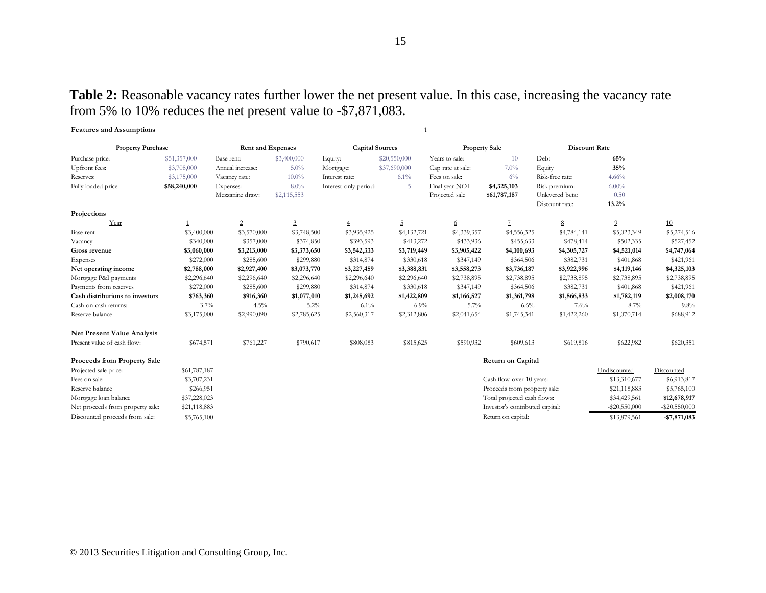**Table 2:** Reasonable vacancy rates further lower the net present value. In this case, increasing the vacancy rate from 5% to 10% reduces the net present value to -$7,871,083.

**Features and Assumptions**

| Property Purchase | | Rent and Expenses | | Capital Sources | | Property Sale | | Discount Rate | |
|---|---|---|---|---|---|---|---|---|---|
| Purchase price: | $51,357,000 | Base rent: | $3,400,000 | Equity: | $20,550,000 | Years to sale: | 10 | Debt | **65%** |
| Upfront fees: | $3,708,000 | Annual increase: | 5.0% | Mortgage: | $37,690,000 | Cap rate at sale: | 7.0% | Equity | **35%** |
| Reserves: | $3,175,000 | Vacancy rate: | 10.0% | Interest rate: | 6.1% | Fees on sale: | 6% | Risk-free rate: | 4.66% |
| Fully loaded price | **$58,240,000** | Expenses: | 8.0% | Interest-only period | 5 | Final year NOI: | **$4,325,103** | Risk premium: | 6.00% |
| | | Mezzanine draw: | $2,115,553 | | | Projected sale | **$61,787,187** | Unlevered beta: | 0.50 |
| | | | | | | | | Discount rate: | **13.2%** |

**Projections**

| Year | 1 | 2 | 3 | 4 | 5 | 6 | 7 | 8 | 9 | 10 |
|---|---|---|---|---|---|---|---|---|---|---|
| Base rent | $3,400,000 | $3,570,000 | $3,748,500 | $3,935,925 | $4,132,721 | $4,339,357 | $4,556,325 | $4,784,141 | $5,023,349 | $5,274,516 |
| Vacancy | $340,000 | $357,000 | $374,850 | $393,593 | $413,272 | $433,936 | $455,633 | $478,414 | $502,335 | $527,452 |
| **Gross revenue** | **$3,060,000** | **$3,213,000** | **$3,373,650** | **$3,542,333** | **$3,719,449** | **$3,905,422** | **$4,100,693** | **$4,305,727** | **$4,521,014** | **$4,747,064** |
| Expenses | $272,000 | $285,600 | $299,880 | $314,874 | $330,618 | $347,149 | $364,506 | $382,731 | $401,868 | $421,961 |
| **Net operating income** | **$2,788,000** | **$2,927,400** | **$3,073,770** | **$3,227,459** | **$3,388,831** | **$3,558,273** | **$3,736,187** | **$3,922,996** | **$4,119,146** | **$4,325,103** |
| Mortgage P&I payments | $2,296,640 | $2,296,640 | $2,296,640 | $2,296,640 | $2,296,640 | $2,738,895 | $2,738,895 | $2,738,895 | $2,738,895 | $2,738,895 |
| Payments from reserves | $272,000 | $285,600 | $299,880 | $314,874 | $330,618 | $347,149 | $364,506 | $382,731 | $401,868 | $421,961 |
| **Cash distributions to investors** | **$763,360** | **$916,360** | **$1,077,010** | **$1,245,692** | **$1,422,809** | **$1,166,527** | **$1,361,798** | **$1,566,833** | **$1,782,119** | **$2,008,170** |
| Cash-on-cash returns: | 3.7% | 4.5% | 5.2% | 6.1% | 6.9% | 5.7% | 6.6% | 7.6% | 8.7% | 9.8% |
| Reserve balance | $3,175,000 | $2,990,090 | $2,785,625 | $2,560,317 | $2,312,806 | $2,041,654 | $1,745,341 | $1,422,260 | $1,070,714 | $688,912 |

**Net Present Value Analysis**

| | 1 | 2 | 3 | 4 | 5 | 6 | 7 | 8 | 9 | 10 |
|---|---|---|---|---|---|---|---|---|---|---|
| Present value of cash flow: | $674,571 | $761,227 | $790,617 | $808,083 | $815,625 | $590,932 | $609,613 | $619,816 | $622,982 | $620,351 |

**Proceeds from Property Sale**

| | |
|---|---|
| Projected sale price: | $61,787,187 |
| Fees on sale: | $3,707,231 |
| Reserve balance | $266,951 |
| Mortgage loan balance | $37,228,023 |
| Net proceeds from property sale: | $21,118,883 |
| Discounted proceeds from sale: | $5,765,100 |

**Return on Capital**

| | Undiscounted | Discounted |
|---|---|---|
| Cash flow over 10 years: | $13,310,677 | $6,913,817 |
| Proceeds from property sale: | $21,118,883 | $5,765,100 |
| Total projected cash flows: | $34,429,561 | **$12,678,917** |
| Investor's contributed capital: | -$20,550,000 | -$20,550,000 |
| Return on capital: | $13,879,561 | **-$7,871,083** |

© 2013 Securities Litigation and Consulting Group, Inc.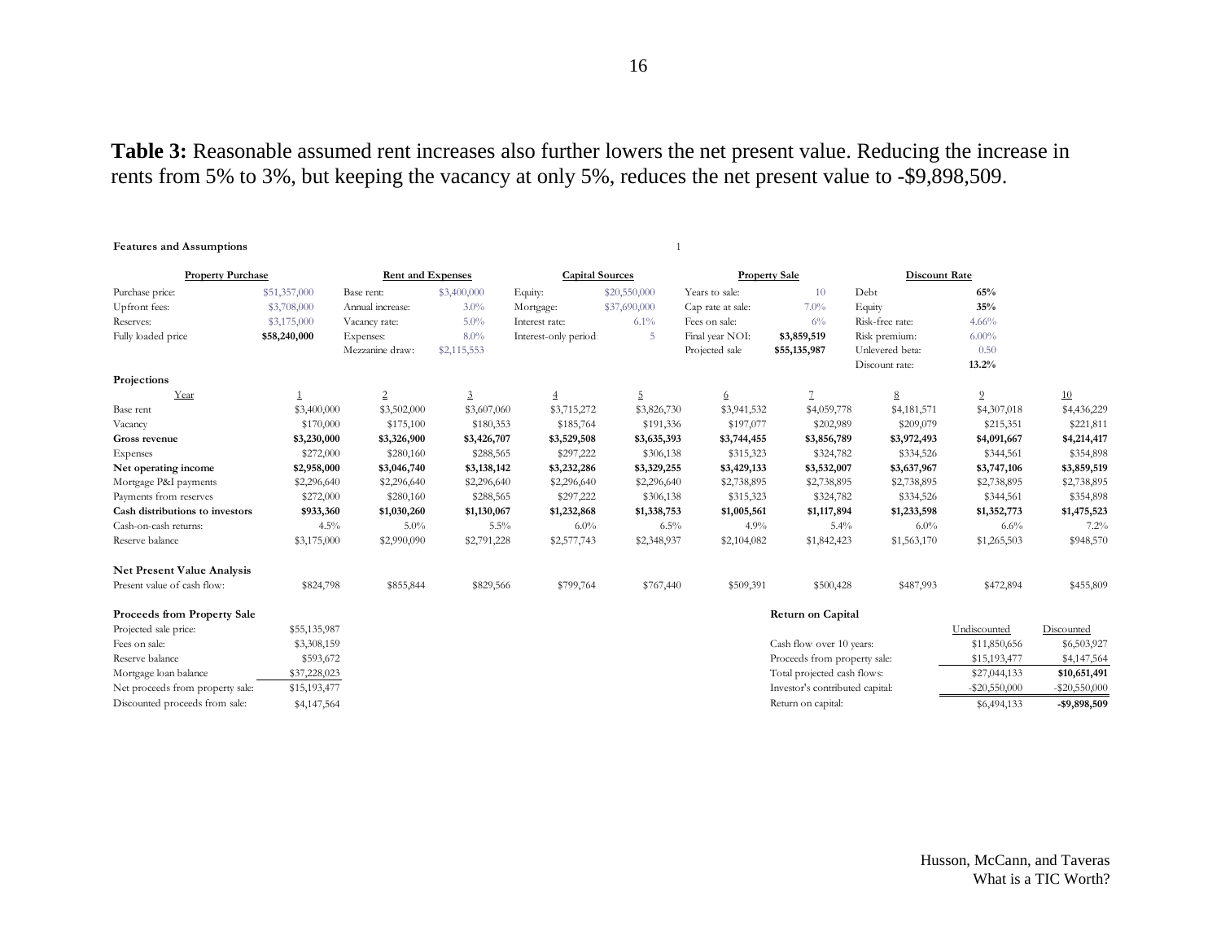**Table 3:** Reasonable assumed rent increases also further lowers the net present value. Reducing the increase in rents from 5% to 3%, but keeping the vacancy at only 5%, reduces the net present value to -$9,898,509.

**Features and Assumptions** 1

| Property Purchase | | Rent and Expenses | | Capital Sources | | Property Sale | | Discount Rate | |
|---|---|---|---|---|---|---|---|---|---|
| Purchase price: | $51,357,000 | Base rent: | $3,400,000 | Equity: | $20,550,000 | Years to sale: | 10 | Debt | **65%** |
| Upfront fees: | $3,708,000 | Annual increase: | 3.0% | Mortgage: | $37,690,000 | Cap rate at sale: | 7.0% | Equity | **35%** |
| Reserves: | $3,175,000 | Vacancy rate: | 5.0% | Interest rate: | 6.1% | Fees on sale: | 6% | Risk-free rate: | 4.66% |
| Fully loaded price | **$58,240,000** | Expenses: | 8.0% | Interest-only period: | 5 | Final year NOI: | **$3,859,519** | Risk premium: | 6.00% |
| | | Mezzanine draw: | $2,115,553 | | | Projected sale | **$55,135,987** | Unlevered beta: | 0.50 |
| | | | | | | | | Discount rate: | **13.2%** |

**Projections**

| Year | 1 | 2 | 3 | 4 | 5 | 6 | 7 | 8 | 9 | 10 |
|---|---|---|---|---|---|---|---|---|---|---|
| Base rent | $3,400,000 | $3,502,000 | $3,607,060 | $3,715,272 | $3,826,730 | $3,941,532 | $4,059,778 | $4,181,571 | $4,307,018 | $4,436,229 |
| Vacancy | $170,000 | $175,100 | $180,353 | $185,764 | $191,336 | $197,077 | $202,989 | $209,079 | $215,351 | $221,811 |
| **Gross revenue** | **$3,230,000** | **$3,326,900** | **$3,426,707** | **$3,529,508** | **$3,635,393** | **$3,744,455** | **$3,856,789** | **$3,972,493** | **$4,091,667** | **$4,214,417** |
| Expenses | $272,000 | $280,160 | $288,565 | $297,222 | $306,138 | $315,323 | $324,782 | $334,526 | $344,561 | $354,898 |
| **Net operating income** | **$2,958,000** | **$3,046,740** | **$3,138,142** | **$3,232,286** | **$3,329,255** | **$3,429,133** | **$3,532,007** | **$3,637,967** | **$3,747,106** | **$3,859,519** |
| Mortgage P&I payments | $2,296,640 | $2,296,640 | $2,296,640 | $2,296,640 | $2,296,640 | $2,738,895 | $2,738,895 | $2,738,895 | $2,738,895 | $2,738,895 |
| Payments from reserves | $272,000 | $280,160 | $288,565 | $297,222 | $306,138 | $315,323 | $324,782 | $334,526 | $344,561 | $354,898 |
| **Cash distributions to investors** | **$933,360** | **$1,030,260** | **$1,130,067** | **$1,232,868** | **$1,338,753** | **$1,005,561** | **$1,117,894** | **$1,233,598** | **$1,352,773** | **$1,475,523** |
| Cash-on-cash returns: | 4.5% | 5.0% | 5.5% | 6.0% | 6.5% | 4.9% | 5.4% | 6.0% | 6.6% | 7.2% |
| Reserve balance | $3,175,000 | $2,990,090 | $2,791,228 | $2,577,743 | $2,348,937 | $2,104,082 | $1,842,423 | $1,563,170 | $1,265,503 | $948,570 |

**Net Present Value Analysis**

| | 1 | 2 | 3 | 4 | 5 | 6 | 7 | 8 | 9 | 10 |
|---|---|---|---|---|---|---|---|---|---|---|
| Present value of cash flow: | $824,798 | $855,844 | $829,566 | $799,764 | $767,440 | $509,391 | $500,428 | $487,993 | $472,894 | $455,809 |

**Proceeds from Property Sale**

| | |
|---|---|
| Projected sale price: | $55,135,987 |
| Fees on sale: | $3,308,159 |
| Reserve balance | $593,672 |
| Mortgage loan balance | $37,228,023 |
| Net proceeds from property sale: | $15,193,477 |
| Discounted proceeds from sale: | $4,147,564 |

**Return on Capital**

| | Undiscounted | Discounted |
|---|---|---|
| Cash flow over 10 years: | $11,850,656 | $6,503,927 |
| Proceeds from property sale: | $15,193,477 | $4,147,564 |
| Total projected cash flows: | $27,044,133 | **$10,651,491** |
| Investor's contributed capital: | -$20,550,000 | -$20,550,000 |
| Return on capital: | $6,494,133 | **-$9,898,509** |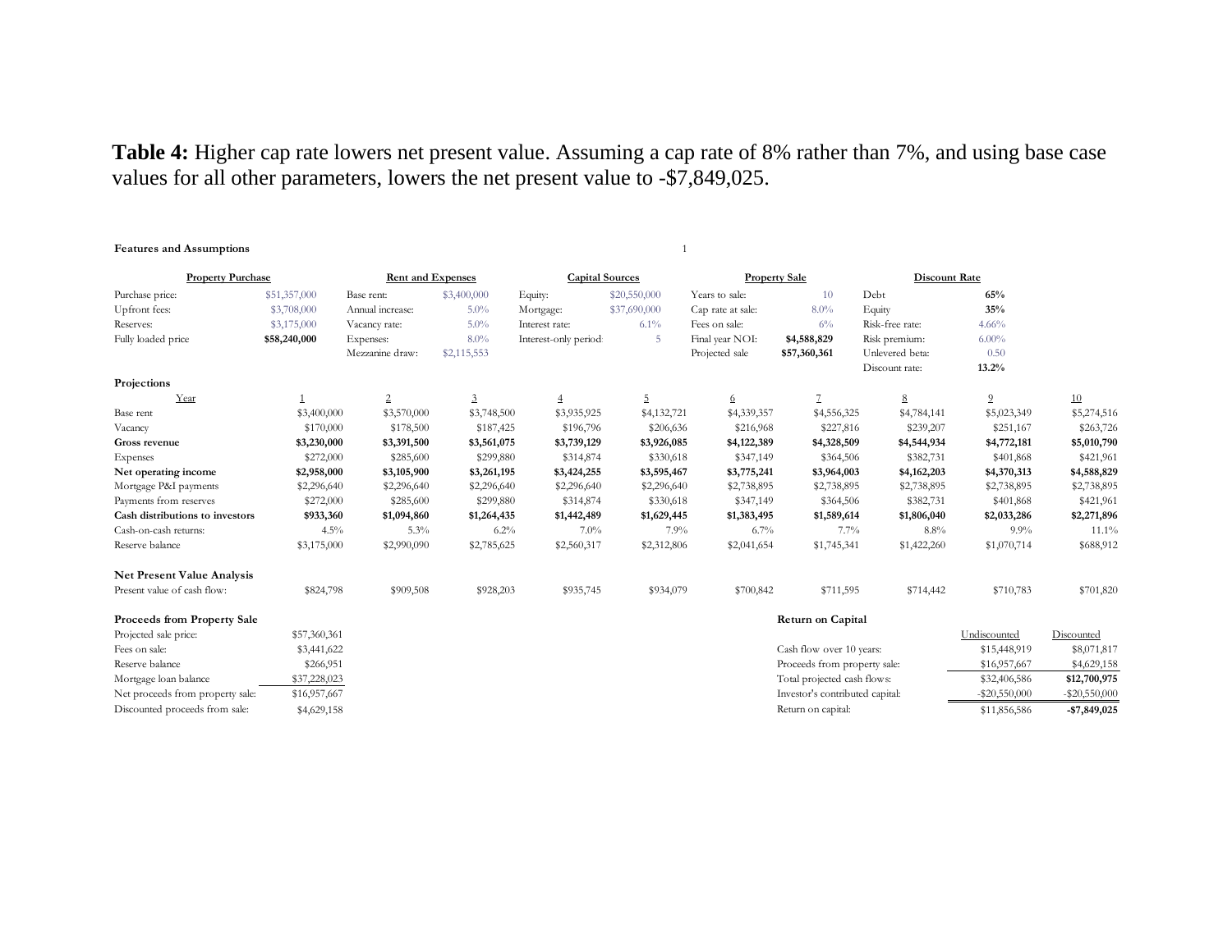**Table 4:** Higher cap rate lowers net present value. Assuming a cap rate of 8% rather than 7%, and using base case values for all other parameters, lowers the net present value to -$7,849,025.

**Features and Assumptions** 1

| Property Purchase | | Rent and Expenses | | Capital Sources | | Property Sale | | Discount Rate | |
|---|---|---|---|---|---|---|---|---|---|
| Purchase price: | $51,357,000 | Base rent: | $3,400,000 | Equity: | $20,550,000 | Years to sale: | 10 | Debt | **65%** |
| Upfront fees: | $3,708,000 | Annual increase: | 5.0% | Mortgage: | $37,690,000 | Cap rate at sale: | 8.0% | Equity | **35%** |
| Reserves: | $3,175,000 | Vacancy rate: | 5.0% | Interest rate: | 6.1% | Fees on sale: | 6% | Risk-free rate: | 4.66% |
| Fully loaded price | **$58,240,000** | Expenses: | 8.0% | Interest-only period: | 5 | Final year NOI: | **$4,588,829** | Risk premium: | 6.00% |
| | | Mezzanine draw: | $2,115,553 | | | Projected sale | **$57,360,361** | Unlevered beta: | 0.50 |
| | | | | | | | | Discount rate: | **13.2%** |

**Projections**

| Year | 1 | 2 | 3 | 4 | 5 | 6 | 7 | 8 | 9 | 10 |
|---|---|---|---|---|---|---|---|---|---|---|
| Base rent | $3,400,000 | $3,570,000 | $3,748,500 | $3,935,925 | $4,132,721 | $4,339,357 | $4,556,325 | $4,784,141 | $5,023,349 | $5,274,516 |
| Vacancy | $170,000 | $178,500 | $187,425 | $196,796 | $206,636 | $216,968 | $227,816 | $239,207 | $251,167 | $263,726 |
| **Gross revenue** | **$3,230,000** | **$3,391,500** | **$3,561,075** | **$3,739,129** | **$3,926,085** | **$4,122,389** | **$4,328,509** | **$4,544,934** | **$4,772,181** | **$5,010,790** |
| Expenses | $272,000 | $285,600 | $299,880 | $314,874 | $330,618 | $347,149 | $364,506 | $382,731 | $401,868 | $421,961 |
| **Net operating income** | **$2,958,000** | **$3,105,900** | **$3,261,195** | **$3,424,255** | **$3,595,467** | **$3,775,241** | **$3,964,003** | **$4,162,203** | **$4,370,313** | **$4,588,829** |
| Mortgage P&I payments | $2,296,640 | $2,296,640 | $2,296,640 | $2,296,640 | $2,296,640 | $2,738,895 | $2,738,895 | $2,738,895 | $2,738,895 | $2,738,895 |
| Payments from reserves | $272,000 | $285,600 | $299,880 | $314,874 | $330,618 | $347,149 | $364,506 | $382,731 | $401,868 | $421,961 |
| **Cash distributions to investors** | **$933,360** | **$1,094,860** | **$1,264,435** | **$1,442,489** | **$1,629,445** | **$1,383,495** | **$1,589,614** | **$1,806,040** | **$2,033,286** | **$2,271,896** |
| Cash-on-cash returns: | 4.5% | 5.3% | 6.2% | 7.0% | 7.9% | 6.7% | 7.7% | 8.8% | 9.9% | 11.1% |
| Reserve balance | $3,175,000 | $2,990,090 | $2,785,625 | $2,560,317 | $2,312,806 | $2,041,654 | $1,745,341 | $1,422,260 | $1,070,714 | $688,912 |

**Net Present Value Analysis**

| | 1 | 2 | 3 | 4 | 5 | 6 | 7 | 8 | 9 | 10 |
|---|---|---|---|---|---|---|---|---|---|---|
| Present value of cash flow: | $824,798 | $909,508 | $928,203 | $935,745 | $934,079 | $700,842 | $711,595 | $714,442 | $710,783 | $701,820 |

**Proceeds from Property Sale**

| | |
|---|---|
| Projected sale price: | $57,360,361 |
| Fees on sale: | $3,441,622 |
| Reserve balance | $266,951 |
| Mortgage loan balance | $37,228,023 |
| Net proceeds from property sale: | $16,957,667 |
| Discounted proceeds from sale: | $4,629,158 |

**Return on Capital**

| | Undiscounted | Discounted |
|---|---|---|
| Cash flow over 10 years: | $15,448,919 | $8,071,817 |
| Proceeds from property sale: | $16,957,667 | $4,629,158 |
| Total projected cash flows: | $32,406,586 | **$12,700,975** |
| Investor's contributed capital: | -$20,550,000 | -$20,550,000 |
| Return on capital: | $11,856,586 | **-$7,849,025** |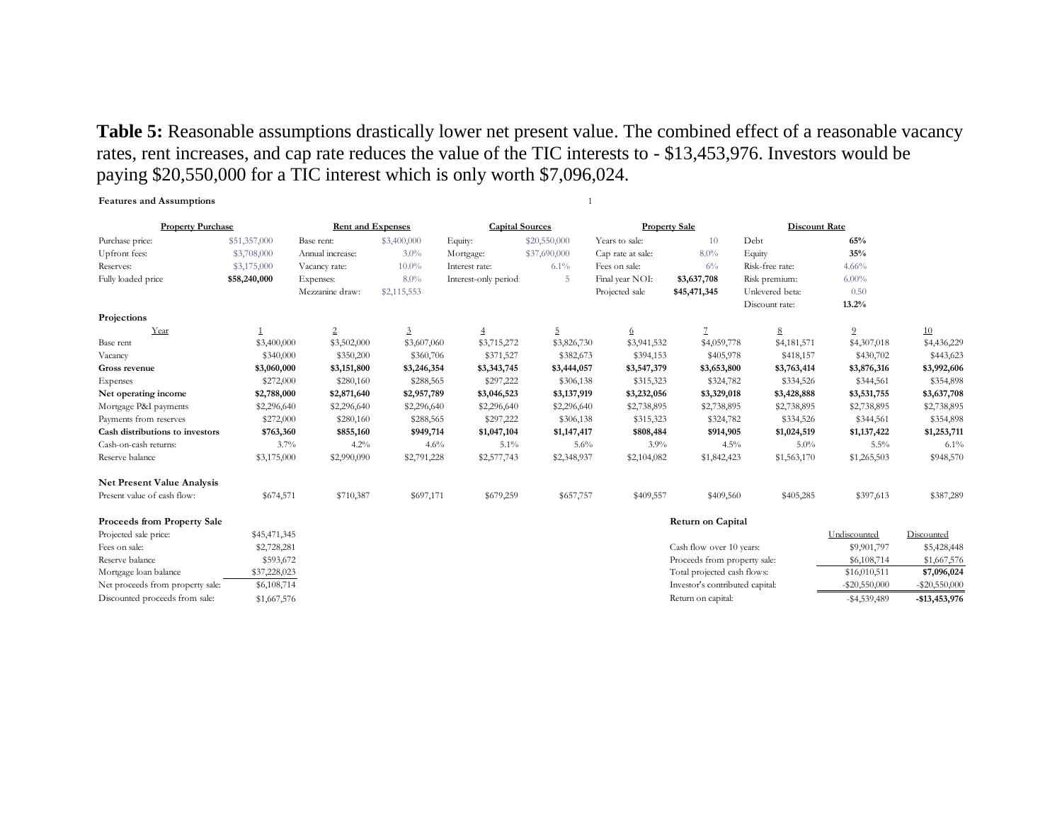**Table 5:** Reasonable assumptions drastically lower net present value. The combined effect of a reasonable vacancy rates, rent increases, and cap rate reduces the value of the TIC interests to - $13,453,976. Investors would be paying $20,550,000 for a TIC interest which is only worth $7,096,024.

**Features and Assumptions** 1

| Property Purchase | | Rent and Expenses | | Capital Sources | | Property Sale | | Discount Rate | |
|---|---|---|---|---|---|---|---|---|---|
| Purchase price: | $51,357,000 | Base rent: | $3,400,000 | Equity: | $20,550,000 | Years to sale: | 10 | Debt | **65%** |
| Upfront fees: | $3,708,000 | Annual increase: | 3.0% | Mortgage: | $37,690,000 | Cap rate at sale: | 8.0% | Equity | **35%** |
| Reserves: | $3,175,000 | Vacancy rate: | 10.0% | Interest rate: | 6.1% | Fees on sale: | 6% | Risk-free rate: | 4.66% |
| Fully loaded price | **$58,240,000** | Expenses: | 8.0% | Interest-only period | 5 | Final year NOI: | **$3,637,708** | Risk premium: | 6.00% |
| | | Mezzanine draw: | $2,115,553 | | | Projected sale | **$45,471,345** | Unlevered beta: | 0.50 |
| | | | | | | | | Discount rate: | **13.2%** |

**Projections**

| Year | 1 | 2 | 3 | 4 | 5 | 6 | 7 | 8 | 9 | 10 |
|---|---|---|---|---|---|---|---|---|---|---|
| Base rent | $3,400,000 | $3,502,000 | $3,607,060 | $3,715,272 | $3,826,730 | $3,941,532 | $4,059,778 | $4,181,571 | $4,307,018 | $4,436,229 |
| Vacancy | $340,000 | $350,200 | $360,706 | $371,527 | $382,673 | $394,153 | $405,978 | $418,157 | $430,702 | $443,623 |
| **Gross revenue** | **$3,060,000** | **$3,151,800** | **$3,246,354** | **$3,343,745** | **$3,444,057** | **$3,547,379** | **$3,653,800** | **$3,763,414** | **$3,876,316** | **$3,992,606** |
| Expenses | $272,000 | $280,160 | $288,565 | $297,222 | $306,138 | $315,323 | $324,782 | $334,526 | $344,561 | $354,898 |
| **Net operating income** | **$2,788,000** | **$2,871,640** | **$2,957,789** | **$3,046,523** | **$3,137,919** | **$3,232,056** | **$3,329,018** | **$3,428,888** | **$3,531,755** | **$3,637,708** |
| Mortgage P&I payments | $2,296,640 | $2,296,640 | $2,296,640 | $2,296,640 | $2,296,640 | $2,738,895 | $2,738,895 | $2,738,895 | $2,738,895 | $2,738,895 |
| Payments from reserves | $272,000 | $280,160 | $288,565 | $297,222 | $306,138 | $315,323 | $324,782 | $334,526 | $344,561 | $354,898 |
| **Cash distributions to investors** | **$763,360** | **$855,160** | **$949,714** | **$1,047,104** | **$1,147,417** | **$808,484** | **$914,905** | **$1,024,519** | **$1,137,422** | **$1,253,711** |
| Cash-on-cash returns: | 3.7% | 4.2% | 4.6% | 5.1% | 5.6% | 3.9% | 4.5% | 5.0% | 5.5% | 6.1% |
| Reserve balance | $3,175,000 | $2,990,090 | $2,791,228 | $2,577,743 | $2,348,937 | $2,104,082 | $1,842,423 | $1,563,170 | $1,265,503 | $948,570 |

**Net Present Value Analysis**

| | 1 | 2 | 3 | 4 | 5 | 6 | 7 | 8 | 9 | 10 |
|---|---|---|---|---|---|---|---|---|---|---|
| Present value of cash flow: | $674,571 | $710,387 | $697,171 | $679,259 | $657,757 | $409,557 | $409,560 | $405,285 | $397,613 | $387,289 |

**Proceeds from Property Sale**

| | |
|---|---|
| Projected sale price: | $45,471,345 |
| Fees on sale: | $2,728,281 |
| Reserve balance | $593,672 |
| Mortgage loan balance | $37,228,023 |
| Net proceeds from property sale: | $6,108,714 |
| Discounted proceeds from sale: | $1,667,576 |

**Return on Capital**

| | Undiscounted | Discounted |
|---|---|---|
| Cash flow over 10 years: | $9,901,797 | $5,428,448 |
| Proceeds from property sale: | $6,108,714 | $1,667,576 |
| Total projected cash flows: | $16,010,511 | **$7,096,024** |
| Investor's contributed capital: | -$20,550,000 | -$20,550,000 |
| Return on capital: | -$4,539,489 | **-$13,453,976** |